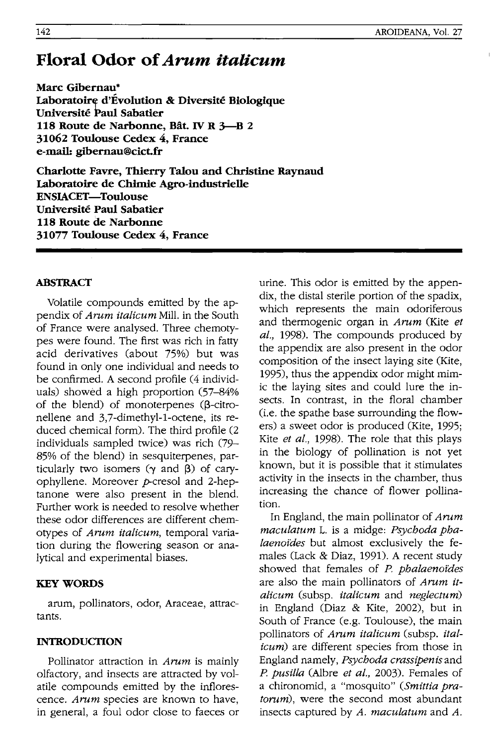# Floral Odor of *Arum italicum*

**Marc Gibernau***
**Laboratoire d'Évolution & Diversité Biologique**
**Université Paul Sabatier**
**118 Route de Narbonne, Bât. IV R 3—B 2**
**31062 Toulouse Cedex 4, France**
**e-mail: gibernau@cict.fr**

**Charlotte Favre, Thierry Talou and Christine Raynaud**
**Laboratoire de Chimie Agro-industrielle**
**ENSIACET—Toulouse**
**Université Paul Sabatier**
**118 Route de Narbonne**
**31077 Toulouse Cedex 4, France**

## ABSTRACT

Volatile compounds emitted by the appendix of *Arum italicum* Mill. in the South of France were analysed. Three chemotypes were found. The first was rich in fatty acid derivatives (about 75%) but was found in only one individual and needs to be confirmed. A second profile (4 individuals) showed a high proportion (57–84% of the blend) of monoterpenes (β-citronellene and 3,7-dimethyl-1-octene, its reduced chemical form). The third profile (2 individuals sampled twice) was rich (79–85% of the blend) in sesquiterpenes, particularly two isomers (γ and β) of caryophyllene. Moreover *p*-cresol and 2-heptanone were also present in the blend. Further work is needed to resolve whether these odor differences are different chemotypes of *Arum italicum*, temporal variation during the flowering season or analytical and experimental biases.

## KEY WORDS

arum, pollinators, odor, Araceae, attractants.

## INTRODUCTION

Pollinator attraction in *Arum* is mainly olfactory, and insects are attracted by volatile compounds emitted by the inflorescence. *Arum* species are known to have, in general, a foul odor close to faeces or urine. This odor is emitted by the appendix, the distal sterile portion of the spadix, which represents the main odoriferous and thermogenic organ in *Arum* (Kite *et al.*, 1998). The compounds produced by the appendix are also present in the odor composition of the insect laying site (Kite, 1995), thus the appendix odor might mimic the laying sites and could lure the insects. In contrast, in the floral chamber (i.e. the spathe base surrounding the flowers) a sweet odor is produced (Kite, 1995; Kite *et al.*, 1998). The role that this plays in the biology of pollination is not yet known, but it is possible that it stimulates activity in the insects in the chamber, thus increasing the chance of flower pollination.

In England, the main pollinator of *Arum maculatum* L. is a midge: *Psychoda phalaenoïdes* but almost exclusively the females (Lack & Diaz, 1991). A recent study showed that females of *P. phalaenoïdes* are also the main pollinators of *Arum italicum* (subsp. *italicum* and *neglectum*) in England (Diaz & Kite, 2002), but in South of France (e.g. Toulouse), the main pollinators of *Arum italicum* (subsp. *italicum*) are different species from those in England namely, *Psychoda crassipenis* and *P. pusilla* (Albre *et al.*, 2003). Females of a chironomid, a "mosquito" (*Smittia pratorum*), were the second most abundant insects captured by *A. maculatum* and *A.*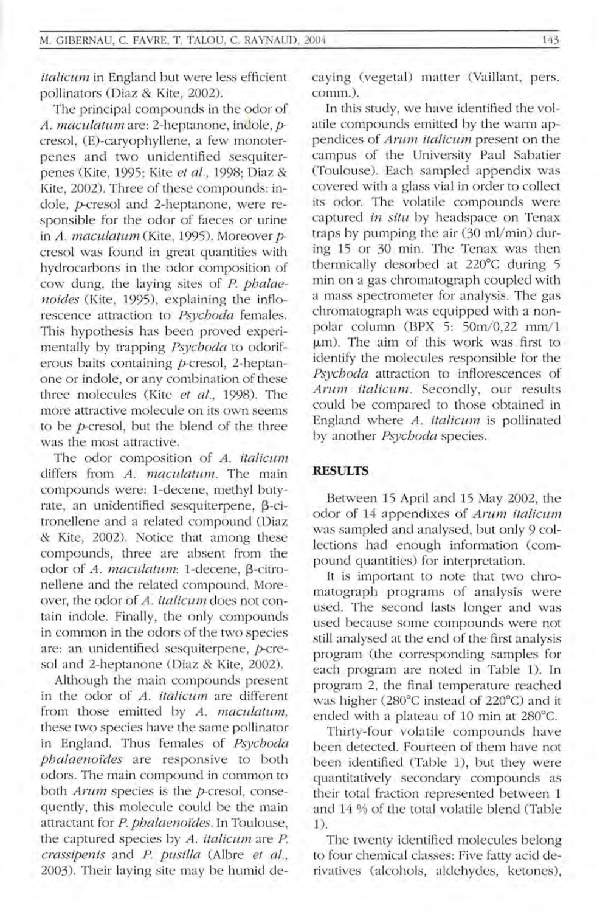*italicum* in England but were less efficient pollinators (Diaz & Kite, 2002).

The principal compounds in the odor of *A. maculatum* are: 2-heptanone, indole, *p*-cresol, (E)-caryophyllene, a few monoterpenes and two unidentified sesquiterpenes (Kite, 1995; Kite *et al.*, 1998; Diaz & Kite, 2002). Three of these compounds: indole, *p*-cresol and 2-heptanone, were responsible for the odor of faeces or urine in *A. maculatum* (Kite, 1995). Moreover *p*-cresol was found in great quantities with hydrocarbons in the odor composition of cow dung, the laying sites of *P. phalaenoides* (Kite, 1995), explaining the inflorescence attraction to *Psychoda* females. This hypothesis has been proved experimentally by trapping *Psychoda* to odoriferous baits containing *p*-cresol, 2-heptanone or indole, or any combination of these three molecules (Kite *et al.*, 1998). The more attractive molecule on its own seems to be *p*-cresol, but the blend of the three was the most attractive.

The odor composition of *A. italicum* differs from *A. maculatum*. The main compounds were: 1-decene, methyl butyrate, an unidentified sesquiterpene, β-citronellene and a related compound (Diaz & Kite, 2002). Notice that among these compounds, three are absent from the odor of *A. maculatum*: 1-decene, β-citronellene and the related compound. Moreover, the odor of *A. italicum* does not contain indole. Finally, the only compounds in common in the odors of the two species are: an unidentified sesquiterpene, *p*-cresol and 2-heptanone (Diaz & Kite, 2002).

Although the main compounds present in the odor of *A. italicum* are different from those emitted by *A. maculatum*, these two species have the same pollinator in England. Thus females of *Psychoda phalaenoïdes* are responsive to both odors. The main compound in common to both *Arum* species is the *p*-cresol, consequently, this molecule could be the main attractant for *P. phalaenoïdes*. In Toulouse, the captured species by *A. italicum* are *P. crassipenis* and *P. pusilla* (Albre *et al.*, 2003). Their laying site may be humid decaying (vegetal) matter (Vaillant, pers. comm.).

In this study, we have identified the volatile compounds emitted by the warm appendices of *Arum italicum* present on the campus of the University Paul Sabatier (Toulouse). Each sampled appendix was covered with a glass vial in order to collect its odor. The volatile compounds were captured *in situ* by headspace on Tenax traps by pumping the air (30 ml/min) during 15 or 30 min. The Tenax was then thermically desorbed at 220°C during 5 min on a gas chromatograph coupled with a mass spectrometer for analysis. The gas chromatograph was equipped with a non-polar column (BPX 5: 50m/0,22 mm/1 µm). The aim of this work was first to identify the molecules responsible for the *Psychoda* attraction to inflorescences of *Arum italicum*. Secondly, our results could be compared to those obtained in England where *A. italicum* is pollinated by another *Psychoda* species.

## RESULTS

Between 15 April and 15 May 2002, the odor of 14 appendixes of *Arum italicum* was sampled and analysed, but only 9 collections had enough information (compound quantities) for interpretation.

It is important to note that two chromatograph programs of analysis were used. The second lasts longer and was used because some compounds were not still analysed at the end of the first analysis program (the corresponding samples for each program are noted in Table 1). In program 2, the final temperature reached was higher (280°C instead of 220°C) and it ended with a plateau of 10 min at 280°C.

Thirty-four volatile compounds have been detected. Fourteen of them have not been identified (Table 1), but they were quantitatively secondary compounds as their total fraction represented between 1 and 14 % of the total volatile blend (Table 1).

The twenty identified molecules belong to four chemical classes: Five fatty acid derivatives (alcohols, aldehydes, ketones),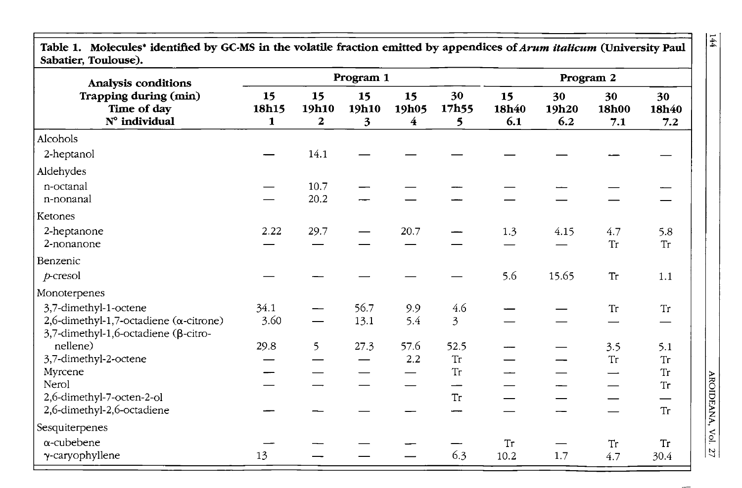**Table 1. Molecules* identified by GC-MS in the volatile fraction emitted by appendices of *Arum italicum* (University Paul Sabatier, Toulouse).**

| Analysis conditions | Program 1 | | | | | Program 2 | | | |
|---|---|---|---|---|---|---|---|---|---|
| Trapping during (min) | 15 | 15 | 15 | 15 | 30 | 15 | 30 | 30 | 30 |
| Time of day | 18h15 | 19h10 | 19h10 | 19h05 | 17h55 | 18h40 | 19h20 | 18h00 | 18h40 |
| N° individual | 1 | 2 | 3 | 4 | 5 | 6.1 | 6.2 | 7.1 | 7.2 |
| Alcohols | | | | | | | | | |
| 2-heptanol | — | 14.1 | — | — | — | — | — | — | — |
| Aldehydes | | | | | | | | | |
| n-octanal | — | 10.7 | — | — | — | — | — | — | — |
| n-nonanal | — | 20.2 | — | — | — | — | — | — | — |
| Ketones | | | | | | | | | |
| 2-heptanone | 2.22 | 29.7 | — | 20.7 | — | 1.3 | 4.15 | 4.7 | 5.8 |
| 2-nonanone | — | — | — | — | — | — | — | Tr | Tr |
| Benzenic | | | | | | | | | |
| *p*-cresol | — | — | — | — | — | 5.6 | 15.65 | Tr | 1.1 |
| Monoterpenes | | | | | | | | | |
| 3,7-dimethyl-1-octene | 34.1 | — | 56.7 | 9.9 | 4.6 | — | — | Tr | Tr |
| 2,6-dimethyl-1,7-octadiene (α-citrone) | 3.60 | — | 13.1 | 5.4 | 3 | — | — | — | — |
| 3,7-dimethyl-1,6-octadiene (β-citronellene) | 29.8 | 5 | 27.3 | 57.6 | 52.5 | — | — | 3.5 | 5.1 |
| 3,7-dimethyl-2-octene | — | — | — | 2.2 | Tr | — | — | Tr | Tr |
| Myrcene | — | — | — | — | Tr | — | — | — | Tr |
| Nerol | — | — | — | — | — | — | — | — | Tr |
| 2,6-dimethyl-7-octen-2-ol | | | | | Tr | — | — | — | — |
| 2,6-dimethyl-2,6-octadiene | — | — | — | — | — | — | — | — | Tr |
| Sesquiterpenes | | | | | | | | | |
| α-cubebene | — | — | — | — | — | Tr | — | Tr | Tr |
| γ-caryophyllene | 13 | — | — | — | 6.3 | 10.2 | 1.7 | 4.7 | 30.4 |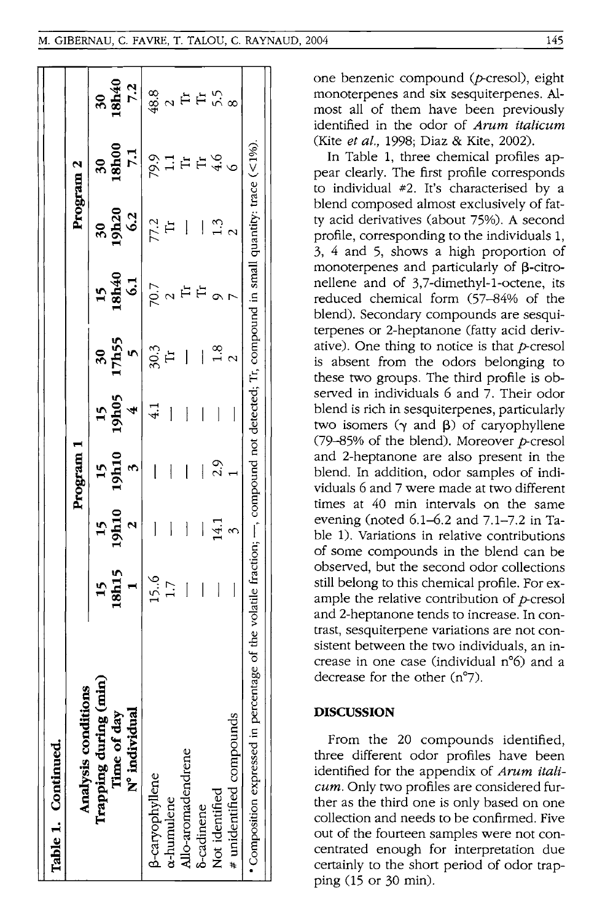**Table 1. Continued.**

| Analysis conditions | Program 1 | | | | | Program 2 | | | |
|---|---|---|---|---|---|---|---|---|---|
| Trapping during (min) | 15 | 15 | 15 | 15 | 30 | 15 | 30 | 30 | 30 |
| Time of day | 18h15 | 19h10 | 19h10 | 19h05 | 17h55 | 18h40 | 19h20 | 18h00 | 18h40 |
| N° individual | 1 | 2 | 3 | 4 | 5 | 6.1 | 6.2 | 7.1 | 7.2 |
| β-caryophyllene | 15.6 | — | — | 4.1 | 30.3 | 70.7 | 77.2 | 79.9 | 48.8 |
| α-humulene | 1.7 | — | — | — | Tr | 2 | Tr | 1.1 | 2 |
| Allo-aromadendrene | — | — | — | — | — | Tr | — | Tr | Tr |
| δ-cadinene | — | — | — | — | — | Tr | — | Tr | Tr |
| Not identified | — | 14.1 | 2.9 | — | 1.8 | 9 | 1.3 | 4.6 | 5.5 |
| # unidentified compounds | — | 3 | 1 | — | 2 | 7 | 2 | 6 | 8 |

* Composition expressed in percentage of the volatile fraction; —, compound not detected; Tr, compound in small quantity: trace (<1%).

one benzenic compound (*p*-cresol), eight monoterpenes and six sesquiterpenes. Almost all of them have been previously identified in the odor of *Arum italicum* (Kite *et al.*, 1998; Diaz & Kite, 2002).

In Table 1, three chemical profiles appear clearly. The first profile corresponds to individual #2. It's characterised by a blend composed almost exclusively of fatty acid derivatives (about 75%). A second profile, corresponding to the individuals 1, 3, 4 and 5, shows a high proportion of monoterpenes and particularly of β-citronellene and of 3,7-dimethyl-1-octene, its reduced chemical form (57–84% of the blend). Secondary compounds are sesquiterpenes or 2-heptanone (fatty acid derivative). One thing to notice is that *p*-cresol is absent from the odors belonging to these two groups. The third profile is observed in individuals 6 and 7. Their odor blend is rich in sesquiterpenes, particularly two isomers (γ and β) of caryophyllene (79–85% of the blend). Moreover *p*-cresol and 2-heptanone are also present in the blend. In addition, odor samples of individuals 6 and 7 were made at two different times at 40 min intervals on the same evening (noted 6.1–6.2 and 7.1–7.2 in Table 1). Variations in relative contributions of some compounds in the blend can be observed, but the second odor collections still belong to this chemical profile. For example the relative contribution of *p*-cresol and 2-heptanone tends to increase. In contrast, sesquiterpene variations are not consistent between the two individuals, an increase in one case (individual n°6) and a decrease for the other (n°7).

## DISCUSSION

From the 20 compounds identified, three different odor profiles have been identified for the appendix of *Arum italicum*. Only two profiles are considered further as the third one is only based on one collection and needs to be confirmed. Five out of the fourteen samples were not concentrated enough for interpretation due certainly to the short period of odor trapping (15 or 30 min).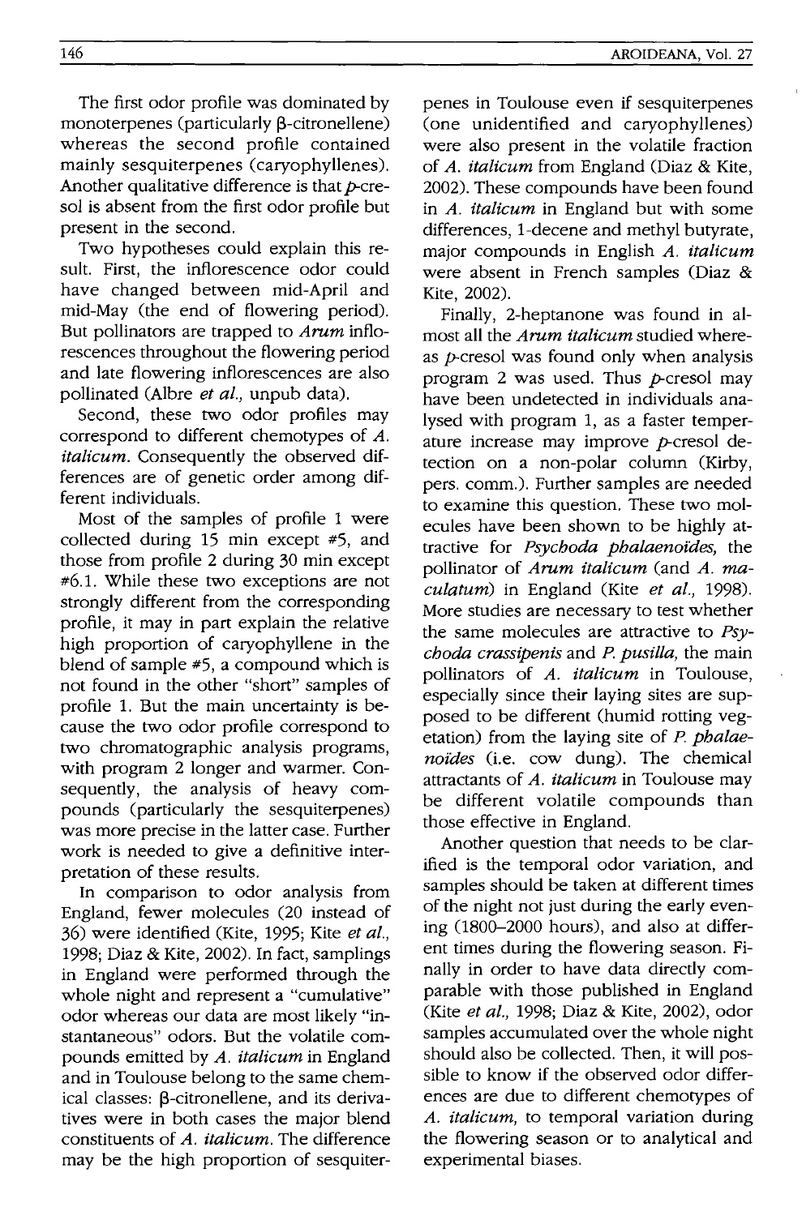The first odor profile was dominated by monoterpenes (particularly β-citronellene) whereas the second profile contained mainly sesquiterpenes (caryophyllenes). Another qualitative difference is that *p*-cresol is absent from the first odor profile but present in the second.

Two hypotheses could explain this result. First, the inflorescence odor could have changed between mid-April and mid-May (the end of flowering period). But pollinators are trapped to *Arum* inflorescences throughout the flowering period and late flowering inflorescences are also pollinated (Albre *et al.*, unpub data).

Second, these two odor profiles may correspond to different chemotypes of *A. italicum*. Consequently the observed differences are of genetic order among different individuals.

Most of the samples of profile 1 were collected during 15 min except #5, and those from profile 2 during 30 min except #6.1. While these two exceptions are not strongly different from the corresponding profile, it may in part explain the relative high proportion of caryophyllene in the blend of sample #5, a compound which is not found in the other "short" samples of profile 1. But the main uncertainty is because the two odor profile correspond to two chromatographic analysis programs, with program 2 longer and warmer. Consequently, the analysis of heavy compounds (particularly the sesquiterpenes) was more precise in the latter case. Further work is needed to give a definitive interpretation of these results.

In comparison to odor analysis from England, fewer molecules (20 instead of 36) were identified (Kite, 1995; Kite *et al.*, 1998; Diaz & Kite, 2002). In fact, samplings in England were performed through the whole night and represent a "cumulative" odor whereas our data are most likely "instantaneous" odors. But the volatile compounds emitted by *A. italicum* in England and in Toulouse belong to the same chemical classes: β-citronellene, and its derivatives were in both cases the major blend constituents of *A. italicum*. The difference may be the high proportion of sesquiterpenes in Toulouse even if sesquiterpenes (one unidentified and caryophyllenes) were also present in the volatile fraction of *A. italicum* from England (Diaz & Kite, 2002). These compounds have been found in *A. italicum* in England but with some differences, 1-decene and methyl butyrate, major compounds in English *A. italicum* were absent in French samples (Diaz & Kite, 2002).

Finally, 2-heptanone was found in almost all the *Arum italicum* studied whereas *p*-cresol was found only when analysis program 2 was used. Thus *p*-cresol may have been undetected in individuals analysed with program 1, as a faster temperature increase may improve *p*-cresol detection on a non-polar column (Kirby, pers. comm.). Further samples are needed to examine this question. These two molecules have been shown to be highly attractive for *Psychoda phalaenoïdes*, the pollinator of *Arum italicum* (and *A. maculatum*) in England (Kite *et al.*, 1998). More studies are necessary to test whether the same molecules are attractive to *Psychoda crassipenis* and *P. pusilla*, the main pollinators of *A. italicum* in Toulouse, especially since their laying sites are supposed to be different (humid rotting vegetation) from the laying site of *P. phalaenoïdes* (i.e. cow dung). The chemical attractants of *A. italicum* in Toulouse may be different volatile compounds than those effective in England.

Another question that needs to be clarified is the temporal odor variation, and samples should be taken at different times of the night not just during the early evening (1800–2000 hours), and also at different times during the flowering season. Finally in order to have data directly comparable with those published in England (Kite *et al.*, 1998; Diaz & Kite, 2002), odor samples accumulated over the whole night should also be collected. Then, it will possible to know if the observed odor differences are due to different chemotypes of *A. italicum*, to temporal variation during the flowering season or to analytical and experimental biases.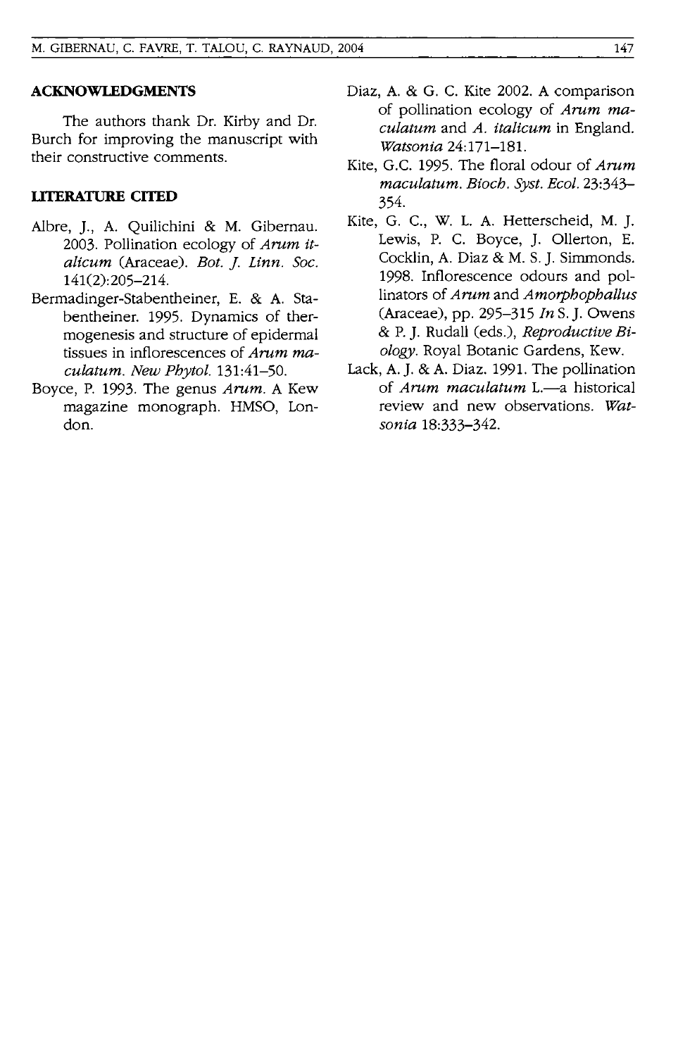## ACKNOWLEDGMENTS

The authors thank Dr. Kirby and Dr. Burch for improving the manuscript with their constructive comments.

## LITERATURE CITED

Albre, J., A. Quilichini & M. Gibernau. 2003. Pollination ecology of *Arum italicum* (Araceae). *Bot. J. Linn. Soc.* 141(2):205–214.

Bermadinger-Stabentheiner, E. & A. Stabentheiner. 1995. Dynamics of thermogenesis and structure of epidermal tissues in inflorescences of *Arum maculatum*. *New Phytol.* 131:41–50.

Boyce, P. 1993. The genus *Arum*. A Kew magazine monograph. HMSO, London.

Diaz, A. & G. C. Kite 2002. A comparison of pollination ecology of *Arum maculatum* and *A. italicum* in England. *Watsonia* 24:171–181.

Kite, G.C. 1995. The floral odour of *Arum maculatum*. *Bioch. Syst. Ecol.* 23:343–354.

Kite, G. C., W. L. A. Hetterscheid, M. J. Lewis, P. C. Boyce, J. Ollerton, E. Cocklin, A. Diaz & M. S. J. Simmonds. 1998. Inflorescence odours and pollinators of *Arum* and *Amorphophallus* (Araceae), pp. 295–315 *In* S. J. Owens & P. J. Rudall (eds.), *Reproductive Biology*. Royal Botanic Gardens, Kew.

Lack, A. J. & A. Diaz. 1991. The pollination of *Arum maculatum* L.—a historical review and new observations. *Watsonia* 18:333–342.